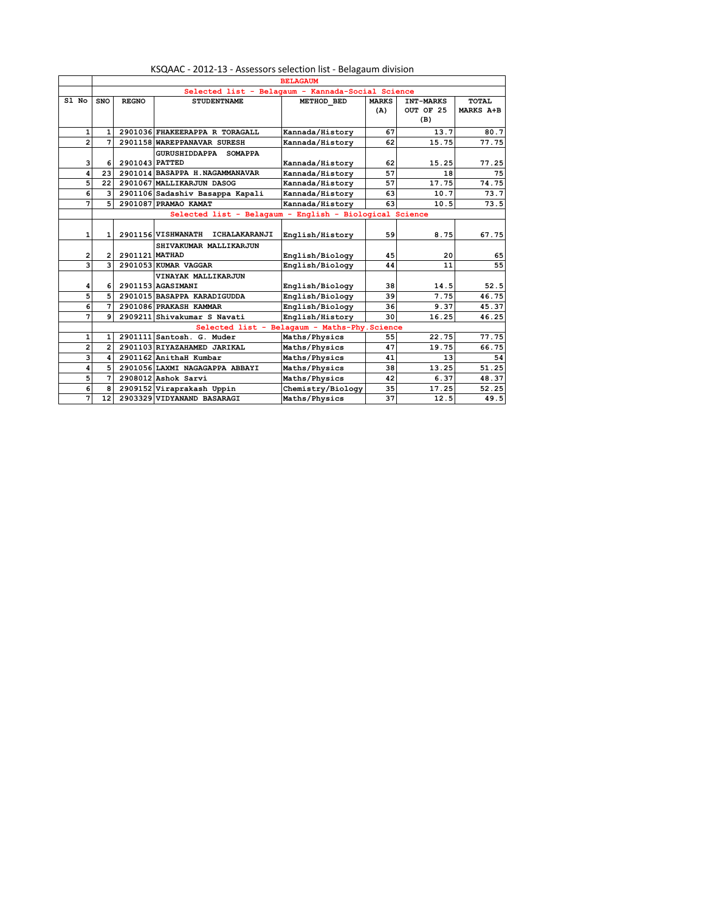# KSQAAC - 2012-13 - Assessors selection list - Belagaum division

| | BELAGAUM | | | | | | |
|---|---|---|---|---|---|---|---|
| | Selected list - Belagaum - Kannada-Social Science | | | | | | |
| Sl No | SNO | REGNO | STUDENTNAME | METHOD_BED | MARKS (A) | INT-MARKS OUT OF 25 (B) | TOTAL MARKS A+B |
| 1 | 1 | 2901036 | FHAKEERAPPA R TORAGALL | Kannada/History | 67 | 13.7 | 80.7 |
| 2 | 7 | 2901158 | WAREPPANAVAR SURESH | Kannada/History | 62 | 15.75 | 77.75 |
| 3 | 6 | 2901043 | GURUSHIDDAPPA SOMAPPA PATTED | Kannada/History | 62 | 15.25 | 77.25 |
| 4 | 23 | 2901014 | BASAPPA H.NAGAMMANAVAR | Kannada/History | 57 | 18 | 75 |
| 5 | 22 | 2901067 | MALLIKARJUN DASOG | Kannada/History | 57 | 17.75 | 74.75 |
| 6 | 3 | 2901106 | Sadashiv Basappa Kapali | Kannada/History | 63 | 10.7 | 73.7 |
| 7 | 5 | 2901087 | PRAMAO KAMAT | Kannada/History | 63 | 10.5 | 73.5 |
| | Selected list - Belagaum - English - Biological Science | | | | | | |
| 1 | 1 | 2901156 | VISHWANATH ICHALAKARANJI | English/History | 59 | 8.75 | 67.75 |
| 2 | 2 | 2901121 | SHIVAKUMAR MALLIKARJUN MATHAD | English/Biology | 45 | 20 | 65 |
| 3 | 3 | 2901053 | KUMAR VAGGAR | English/Biology | 44 | 11 | 55 |
| 4 | 6 | 2901153 | VINAYAK MALLIKARJUN AGASIMANI | English/Biology | 38 | 14.5 | 52.5 |
| 5 | 5 | 2901015 | BASAPPA KARADIGUDDA | English/Biology | 39 | 7.75 | 46.75 |
| 6 | 7 | 2901086 | PRAKASH KAMMAR | English/Biology | 36 | 9.37 | 45.37 |
| 7 | 9 | 2909211 | Shivakumar S Navati | English/History | 30 | 16.25 | 46.25 |
| | Selected list - Belagaum - Maths-Phy.Science | | | | | | |
| 1 | 1 | 2901111 | Santosh. G. Muder | Maths/Physics | 55 | 22.75 | 77.75 |
| 2 | 2 | 2901103 | RIYAZAHAMED JARIKAL | Maths/Physics | 47 | 19.75 | 66.75 |
| 3 | 4 | 2901162 | AnithaH Kumbar | Maths/Physics | 41 | 13 | 54 |
| 4 | 5 | 2901056 | LAXMI NAGAGAPPA ABBAYI | Maths/Physics | 38 | 13.25 | 51.25 |
| 5 | 7 | 2908012 | Ashok Sarvi | Maths/Physics | 42 | 6.37 | 48.37 |
| 6 | 8 | 2909152 | Viraprakash Uppin | Chemistry/Biology | 35 | 17.25 | 52.25 |
| 7 | 12 | 2903329 | VIDYANAND BASARAGI | Maths/Physics | 37 | 12.5 | 49.5 |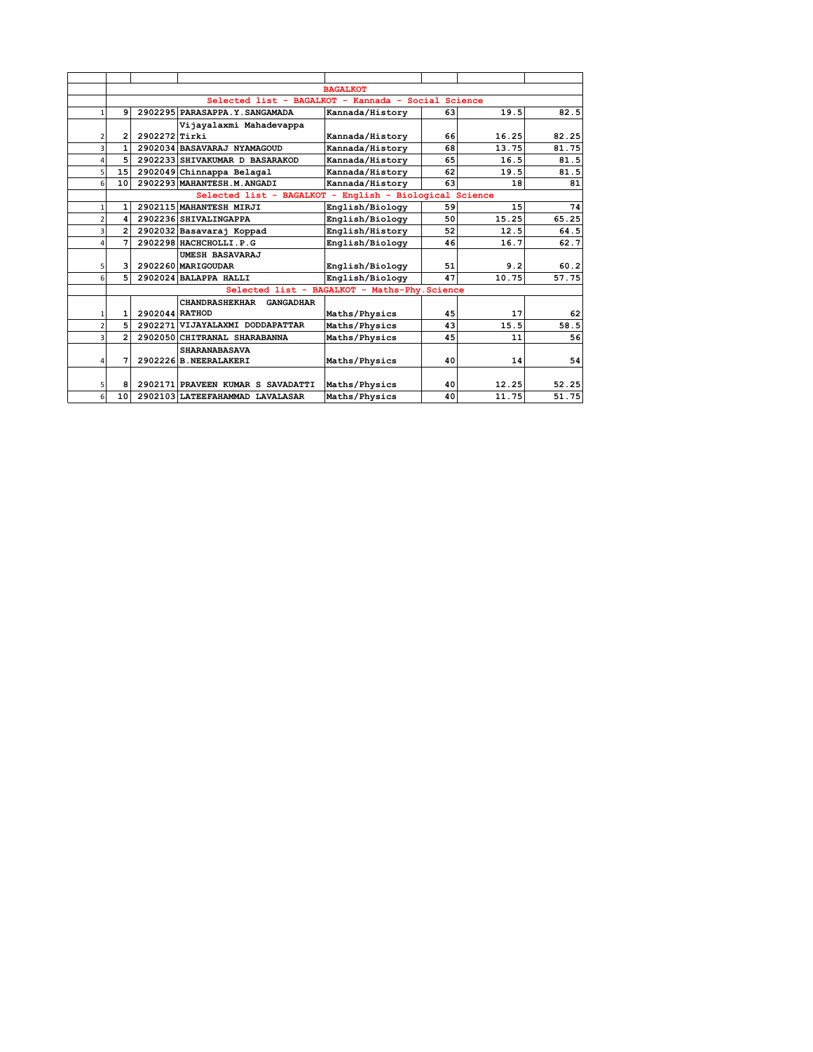| | | | | | | | |
|---|---|---|---|---|---|---|---|
| | **BAGALKOT** | | | | | | |
| | **Selected list - BAGALKOT - Kannada - Social Science** | | | | | | |
| 1 | 9 | 2902295 | PARASAPPA.Y.SANGAMADA | Kannada/History | 63 | 19.5 | 82.5 |
| 2 | 2 | 2902272 | Vijayalaxmi Mahadevappa Tirki | Kannada/History | 66 | 16.25 | 82.25 |
| 3 | 1 | 2902034 | BASAVARAJ NYAMAGOUD | Kannada/History | 68 | 13.75 | 81.75 |
| 4 | 5 | 2902233 | SHIVAKUMAR D BASARAKOD | Kannada/History | 65 | 16.5 | 81.5 |
| 5 | 15 | 2902049 | Chinnappa Belagal | Kannada/History | 62 | 19.5 | 81.5 |
| 6 | 10 | 2902293 | MAHANTESH.M.ANGADI | Kannada/History | 63 | 18 | 81 |
| | **Selected list - BAGALKOT - English - Biological Science** | | | | | | |
| 1 | 1 | 2902115 | MAHANTESH MIRJI | English/Biology | 59 | 15 | 74 |
| 2 | 4 | 2902236 | SHIVALINGAPPA | English/Biology | 50 | 15.25 | 65.25 |
| 3 | 2 | 2902032 | Basavaraj Koppad | English/History | 52 | 12.5 | 64.5 |
| 4 | 7 | 2902298 | HACHCHOLLI.P.G | English/Biology | 46 | 16.7 | 62.7 |
| 5 | 3 | 2902260 | UMESH BASAVARAJ MARIGOUDAR | English/Biology | 51 | 9.2 | 60.2 |
| 6 | 5 | 2902024 | BALAPPA HALLI | English/Biology | 47 | 10.75 | 57.75 |
| | **Selected list - BAGALKOT - Maths-Phy.Science** | | | | | | |
| 1 | 1 | 2902044 | CHANDRASHEKHAR GANGADHAR RATHOD | Maths/Physics | 45 | 17 | 62 |
| 2 | 5 | 2902271 | VIJAYALAXMI DODDAPATTAR | Maths/Physics | 43 | 15.5 | 58.5 |
| 3 | 2 | 2902050 | CHITRANAL SHARABANNA | Maths/Physics | 45 | 11 | 56 |
| 4 | 7 | 2902226 | SHARANABASAVA B.NEERALAKERI | Maths/Physics | 40 | 14 | 54 |
| 5 | 8 | 2902171 | PRAVEEN KUMAR S SAVADATTI | Maths/Physics | 40 | 12.25 | 52.25 |
| 6 | 10 | 2902103 | LATEEFAHAMMAD LAVALASAR | Maths/Physics | 40 | 11.75 | 51.75 |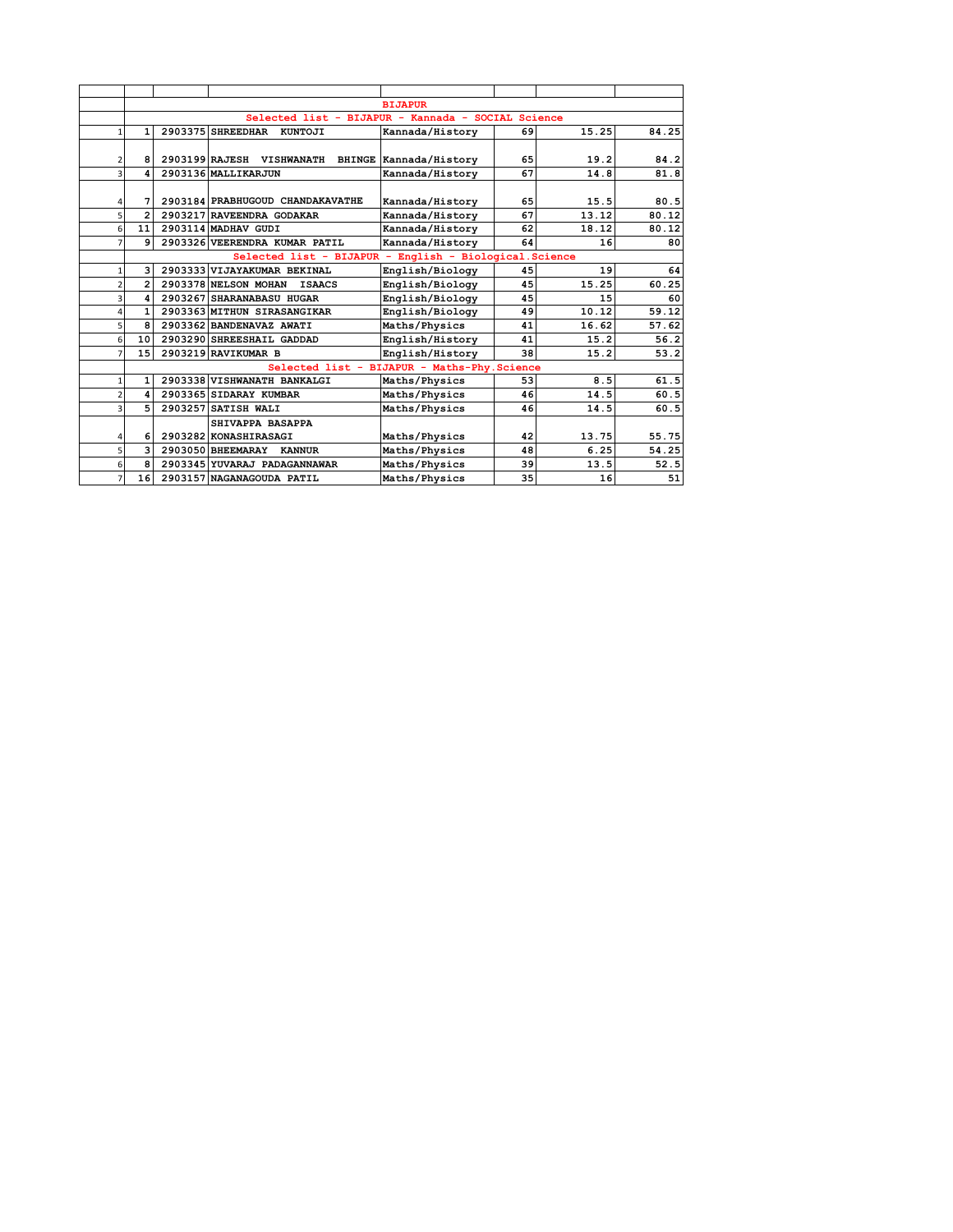| | | | | | | | |
|---|---|---|---|---|---|---|---|
| | | | | BIJAPUR | | | |
| | Selected list - BIJAPUR - Kannada - SOCIAL Science | | | | | | |
| 1 | 1 | 2903375 | SHREEDHAR KUNTOJI | Kannada/History | 69 | 15.25 | 84.25 |
| 2 | 8 | 2903199 | RAJESH VISHWANATH BHINGE | Kannada/History | 65 | 19.2 | 84.2 |
| 3 | 4 | 2903136 | MALLIKARJUN | Kannada/History | 67 | 14.8 | 81.8 |
| 4 | 7 | 2903184 | PRABHUGOUD CHANDAKAVATHE | Kannada/History | 65 | 15.5 | 80.5 |
| 5 | 2 | 2903217 | RAVEENDRA GODAKAR | Kannada/History | 67 | 13.12 | 80.12 |
| 6 | 11 | 2903114 | MADHAV GUDI | Kannada/History | 62 | 18.12 | 80.12 |
| 7 | 9 | 2903326 | VEERENDRA KUMAR PATIL | Kannada/History | 64 | 16 | 80 |
| | Selected list - BIJAPUR - English - Biological.Science | | | | | | |
| 1 | 3 | 2903333 | VIJAYAKUMAR BEKINAL | English/Biology | 45 | 19 | 64 |
| 2 | 2 | 2903378 | NELSON MOHAN ISAACS | English/Biology | 45 | 15.25 | 60.25 |
| 3 | 4 | 2903267 | SHARANABASU HUGAR | English/Biology | 45 | 15 | 60 |
| 4 | 1 | 2903363 | MITHUN SIRASANGIKAR | English/Biology | 49 | 10.12 | 59.12 |
| 5 | 8 | 2903362 | BANDENAVAZ AWATI | Maths/Physics | 41 | 16.62 | 57.62 |
| 6 | 10 | 2903290 | SHREESHAIL GADDAD | English/History | 41 | 15.2 | 56.2 |
| 7 | 15 | 2903219 | RAVIKUMAR B | English/History | 38 | 15.2 | 53.2 |
| | Selected list - BIJAPUR - Maths-Phy.Science | | | | | | |
| 1 | 1 | 2903338 | VISHWANATH BANKALGI | Maths/Physics | 53 | 8.5 | 61.5 |
| 2 | 4 | 2903365 | SIDARAY KUMBAR | Maths/Physics | 46 | 14.5 | 60.5 |
| 3 | 5 | 2903257 | SATISH WALI | Maths/Physics | 46 | 14.5 | 60.5 |
| 4 | 6 | 2903282 | SHIVAPPA BASAPPA KONASHIRASAGI | Maths/Physics | 42 | 13.75 | 55.75 |
| 5 | 3 | 2903050 | BHEEMARAY KANNUR | Maths/Physics | 48 | 6.25 | 54.25 |
| 6 | 8 | 2903345 | YUVARAJ PADAGANNAWAR | Maths/Physics | 39 | 13.5 | 52.5 |
| 7 | 16 | 2903157 | NAGANAGOUDA PATIL | Maths/Physics | 35 | 16 | 51 |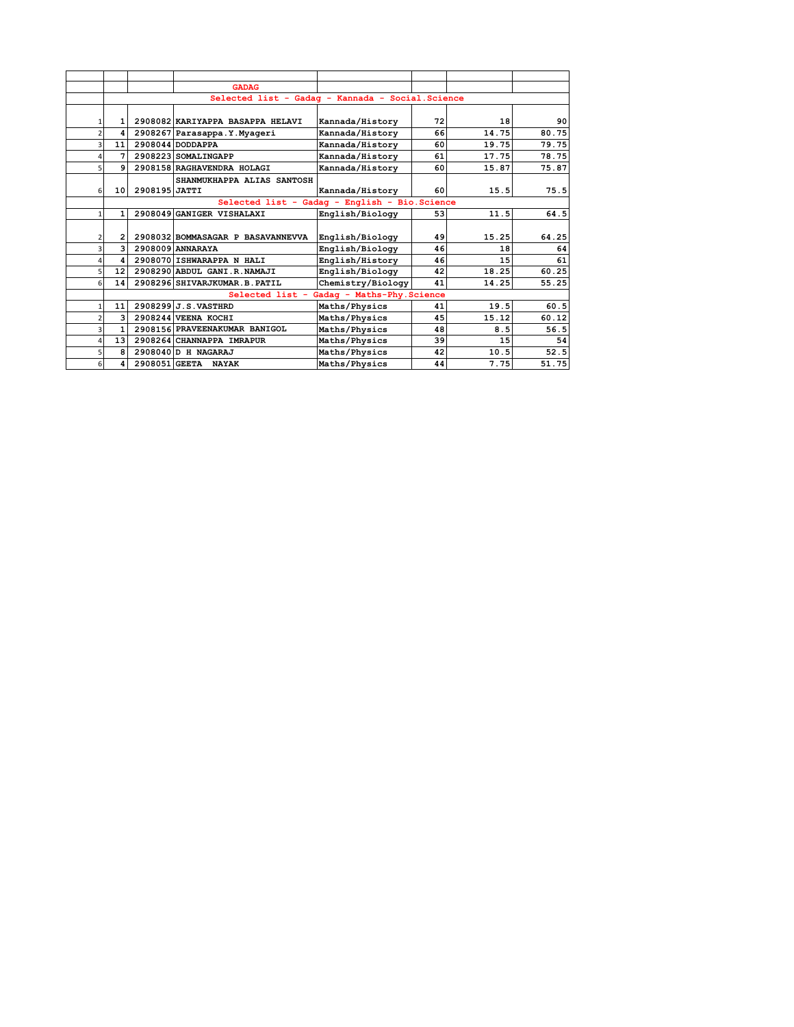| | | | GADAG | | | | |
|---|---|---|---|---|---|---|---|
| | Selected list - Gadag - Kannada - Social.Science | | | | | | |
| 1 | 1 | 2908082 | KARIYAPPA BASAPPA HELAVI | Kannada/History | 72 | 18 | 90 |
| 2 | 4 | 2908267 | Parasappa.Y.Myageri | Kannada/History | 66 | 14.75 | 80.75 |
| 3 | 11 | 2908044 | DODDAPPA | Kannada/History | 60 | 19.75 | 79.75 |
| 4 | 7 | 2908223 | SOMALINGAPP | Kannada/History | 61 | 17.75 | 78.75 |
| 5 | 9 | 2908158 | RAGHAVENDRA HOLAGI | Kannada/History | 60 | 15.87 | 75.87 |
| 6 | 10 | 2908195 | SHANMUKHAPPA ALIAS SANTOSH JATTI | Kannada/History | 60 | 15.5 | 75.5 |
| | Selected list - Gadag - English - Bio.Science | | | | | | |
| 1 | 1 | 2908049 | GANIGER VISHALAXI | English/Biology | 53 | 11.5 | 64.5 |
| 2 | 2 | 2908032 | BOMMASAGAR P BASAVANNEVVA | English/Biology | 49 | 15.25 | 64.25 |
| 3 | 3 | 2908009 | ANNARAYA | English/Biology | 46 | 18 | 64 |
| 4 | 4 | 2908070 | ISHWARAPPA N HALI | English/History | 46 | 15 | 61 |
| 5 | 12 | 2908290 | ABDUL GANI.R.NAMAJI | English/Biology | 42 | 18.25 | 60.25 |
| 6 | 14 | 2908296 | SHIVARJKUMAR.B.PATIL | Chemistry/Biology | 41 | 14.25 | 55.25 |
| | Selected list - Gadag - Maths-Phy.Science | | | | | | |
| 1 | 11 | 2908299 | J.S.VASTHRD | Maths/Physics | 41 | 19.5 | 60.5 |
| 2 | 3 | 2908244 | VEENA KOCHI | Maths/Physics | 45 | 15.12 | 60.12 |
| 3 | 1 | 2908156 | PRAVEENAKUMAR BANIGOL | Maths/Physics | 48 | 8.5 | 56.5 |
| 4 | 13 | 2908264 | CHANNAPPA IMRAPUR | Maths/Physics | 39 | 15 | 54 |
| 5 | 8 | 2908040 | D H NAGARAJ | Maths/Physics | 42 | 10.5 | 52.5 |
| 6 | 4 | 2908051 | GEETA NAYAK | Maths/Physics | 44 | 7.75 | 51.75 |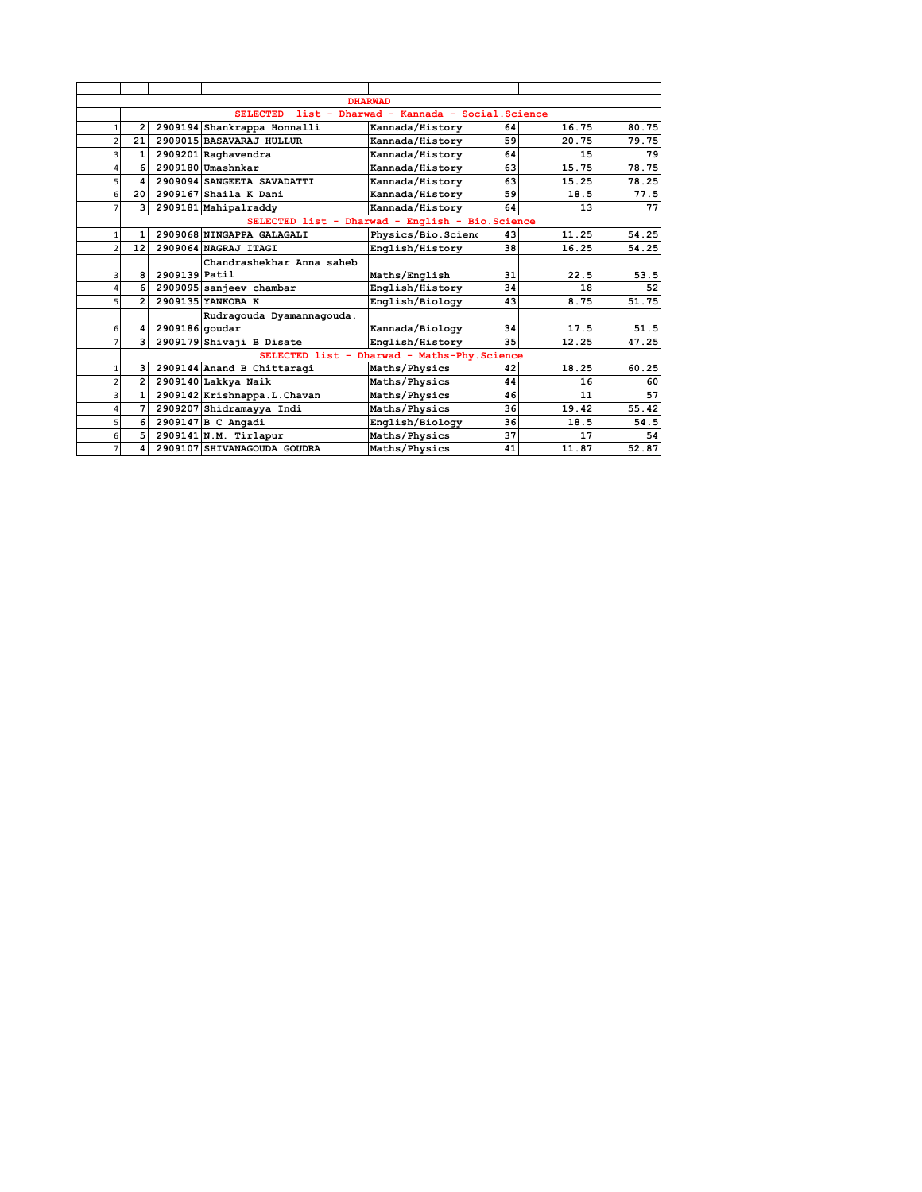| | | | | | | | |
|---|---|---|---|---|---|---|---|
| DHARWAD | | | | | | | |
| | SELECTED list - Dharwad - Kannada - Social.Science | | | | | | |
| 1 | 2 | 2909194 | Shankrappa Honnalli | Kannada/History | 64 | 16.75 | 80.75 |
| 2 | 21 | 2909015 | BASAVARAJ HULLUR | Kannada/History | 59 | 20.75 | 79.75 |
| 3 | 1 | 2909201 | Raghavendra | Kannada/History | 64 | 15 | 79 |
| 4 | 6 | 2909180 | Umashnkar | Kannada/History | 63 | 15.75 | 78.75 |
| 5 | 4 | 2909094 | SANGEETA SAVADATTI | Kannada/History | 63 | 15.25 | 78.25 |
| 6 | 20 | 2909167 | Shaila K Dani | Kannada/History | 59 | 18.5 | 77.5 |
| 7 | 3 | 2909181 | Mahipalraddy | Kannada/History | 64 | 13 | 77 |
| | SELECTED list - Dharwad - English - Bio.Science | | | | | | |
| 1 | 1 | 2909068 | NINGAPPA GALAGALI | Physics/Bio.Scienc | 43 | 11.25 | 54.25 |
| 2 | 12 | 2909064 | NAGRAJ ITAGI | English/History | 38 | 16.25 | 54.25 |
| 3 | 8 | 2909139 | Chandrashekhar Anna saheb Patil | Maths/English | 31 | 22.5 | 53.5 |
| 4 | 6 | 2909095 | sanjeev chambar | English/History | 34 | 18 | 52 |
| 5 | 2 | 2909135 | YANKOBA K | English/Biology | 43 | 8.75 | 51.75 |
| 6 | 4 | 2909186 | Rudragouda Dyamannagouda. goudar | Kannada/Biology | 34 | 17.5 | 51.5 |
| 7 | 3 | 2909179 | Shivaji B Disate | English/History | 35 | 12.25 | 47.25 |
| | SELECTED list - Dharwad - Maths-Phy.Science | | | | | | |
| 1 | 3 | 2909144 | Anand B Chittaragi | Maths/Physics | 42 | 18.25 | 60.25 |
| 2 | 2 | 2909140 | Lakkya Naik | Maths/Physics | 44 | 16 | 60 |
| 3 | 1 | 2909142 | Krishnappa.L.Chavan | Maths/Physics | 46 | 11 | 57 |
| 4 | 7 | 2909207 | Shidramayya Indi | Maths/Physics | 36 | 19.42 | 55.42 |
| 5 | 6 | 2909147 | B C Angadi | English/Biology | 36 | 18.5 | 54.5 |
| 6 | 5 | 2909141 | N.M. Tirlapur | Maths/Physics | 37 | 17 | 54 |
| 7 | 4 | 2909107 | SHIVANAGOUDA GOUDRA | Maths/Physics | 41 | 11.87 | 52.87 |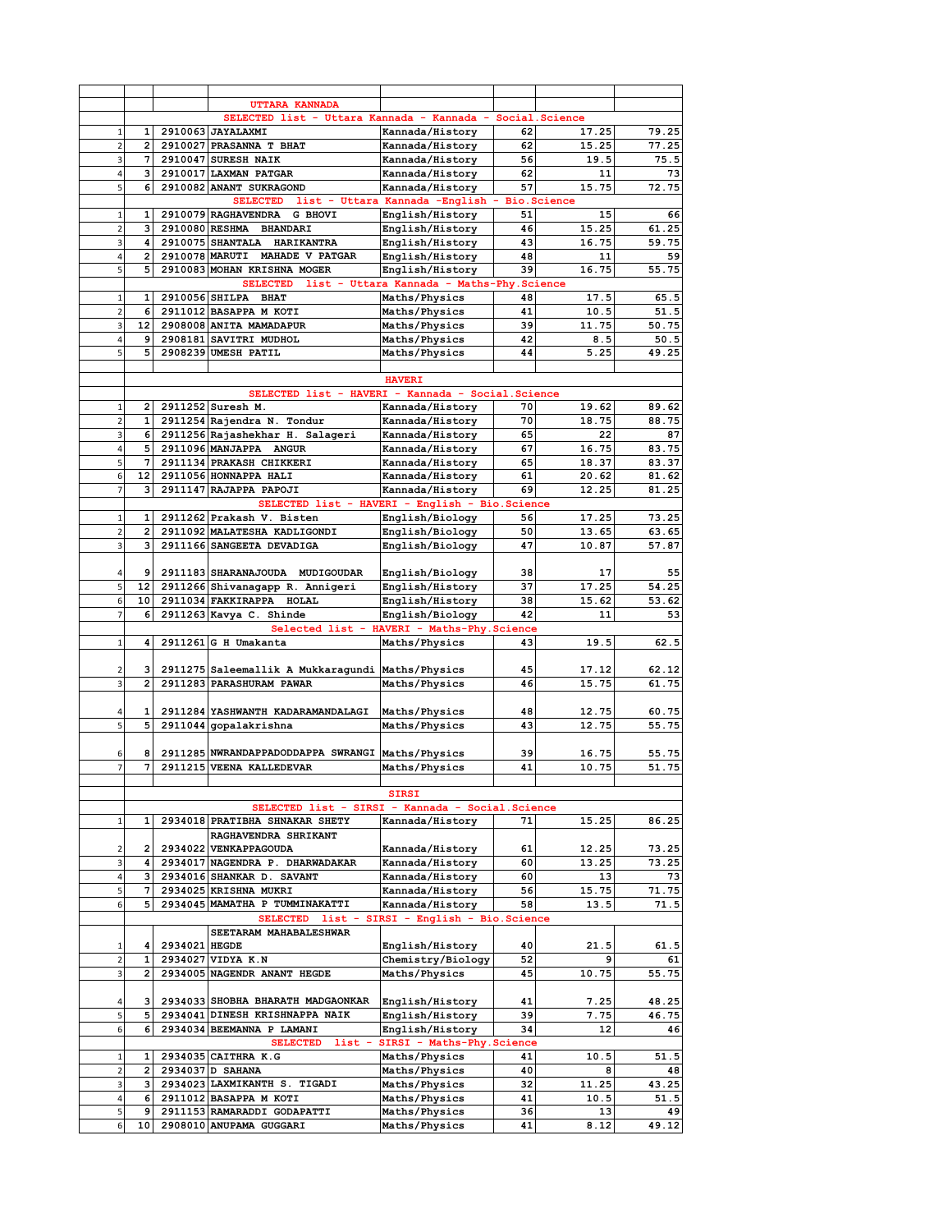| | | | | | | |
|---|---|---|---|---|---|---|
| | | | UTTARA KANNADA | | | |
| | SELECTED list - Uttara Kannada - Kannada - Social.Science | | | | | |
| 1 | 1 | 2910063 | JAYALAXMI | Kannada/History | 62 | 17.25 | 79.25 |
| 2 | 2 | 2910027 | PRASANNA T BHAT | Kannada/History | 62 | 15.25 | 77.25 |
| 3 | 7 | 2910047 | SURESH NAIK | Kannada/History | 56 | 19.5 | 75.5 |
| 4 | 3 | 2910017 | LAXMAN PATGAR | Kannada/History | 62 | 11 | 73 |
| 5 | 6 | 2910082 | ANANT SUKRAGOND | Kannada/History | 57 | 15.75 | 72.75 |
| | SELECTED list - Uttara Kannada -English - Bio.Science | | | | | |
| 1 | 1 | 2910079 | RAGHAVENDRA G BHOVI | English/History | 51 | 15 | 66 |
| 2 | 3 | 2910080 | RESHMA BHANDARI | English/History | 46 | 15.25 | 61.25 |
| 3 | 4 | 2910075 | SHANTALA HARIKANTRA | English/History | 43 | 16.75 | 59.75 |
| 4 | 2 | 2910078 | MARUTI MAHADE V PATGAR | English/History | 48 | 11 | 59 |
| 5 | 5 | 2910083 | MOHAN KRISHNA MOGER | English/History | 39 | 16.75 | 55.75 |
| | SELECTED list - Uttara Kannada - Maths-Phy.Science | | | | | |
| 1 | 1 | 2910056 | SHILPA BHAT | Maths/Physics | 48 | 17.5 | 65.5 |
| 2 | 6 | 2911012 | BASAPPA M KOTI | Maths/Physics | 41 | 10.5 | 51.5 |
| 3 | 12 | 2908008 | ANITA MAMADAPUR | Maths/Physics | 39 | 11.75 | 50.75 |
| 4 | 9 | 2908181 | SAVITRI MUDHOL | Maths/Physics | 42 | 8.5 | 50.5 |
| 5 | 5 | 2908239 | UMESH PATIL | Maths/Physics | 44 | 5.25 | 49.25 |
| | | | | HAVERI | | | |
| | SELECTED list - HAVERI - Kannada - Social.Science | | | | | |
| 1 | 2 | 2911252 | Suresh M. | Kannada/History | 70 | 19.62 | 89.62 |
| 2 | 1 | 2911254 | Rajendra N. Tondur | Kannada/History | 70 | 18.75 | 88.75 |
| 3 | 6 | 2911256 | Rajashekhar H. Salageri | Kannada/History | 65 | 22 | 87 |
| 4 | 5 | 2911096 | MANJAPPA ANGUR | Kannada/History | 67 | 16.75 | 83.75 |
| 5 | 7 | 2911134 | PRAKASH CHIKKERI | Kannada/History | 65 | 18.37 | 83.37 |
| 6 | 12 | 2911056 | HONNAPPA HALI | Kannada/History | 61 | 20.62 | 81.62 |
| 7 | 3 | 2911147 | RAJAPPA PAPOJI | Kannada/History | 69 | 12.25 | 81.25 |
| | SELECTED list - HAVERI - English - Bio.Science | | | | | |
| 1 | 1 | 2911262 | Prakash V. Bisten | English/Biology | 56 | 17.25 | 73.25 |
| 2 | 2 | 2911092 | MALATESHA KADLIGONDI | English/Biology | 50 | 13.65 | 63.65 |
| 3 | 3 | 2911166 | SANGEETA DEVADIGA | English/Biology | 47 | 10.87 | 57.87 |
| 4 | 9 | 2911183 | SHARANAJOUDA MUDIGOUDAR | English/Biology | 38 | 17 | 55 |
| 5 | 12 | 2911266 | Shivanagapp R. Annigeri | English/History | 37 | 17.25 | 54.25 |
| 6 | 10 | 2911034 | FAKKIRAPPA HOLAL | English/Biology | 38 | 15.62 | 53.62 |
| 7 | 6 | 2911263 | Kavya C. Shinde | English/Biology | 42 | 11 | 53 |
| | Selected list - HAVERI - Maths-Phy.Science | | | | | |
| 1 | 4 | 2911261 | G H Umakanta | Maths/Physics | 43 | 19.5 | 62.5 |
| 2 | 3 | 2911275 | Saleemallik A Mukkaragundi | Maths/Physics | 45 | 17.12 | 62.12 |
| 3 | 2 | 2911283 | PARASHURAM PAWAR | Maths/Physics | 46 | 15.75 | 61.75 |
| 4 | 1 | 2911284 | YASHWANTH KADARAMANDALAGI | Maths/Physics | 48 | 12.75 | 60.75 |
| 5 | 5 | 2911044 | gopalakrishna | Maths/Physics | 43 | 12.75 | 55.75 |
| 6 | 8 | 2911285 | NWRANDAPPADODDAPPA SWRANGI | Maths/Physics | 39 | 16.75 | 55.75 |
| 7 | 7 | 2911215 | VEENA KALLEDEVAR | Maths/Physics | 41 | 10.75 | 51.75 |
| | | | | SIRSI | | | |
| | SELECTED list - SIRSI - Kannada - Social.Science | | | | | |
| 1 | 1 | 2934018 | PRATIBHA SHNAKAR SHETY | Kannada/History | 71 | 15.25 | 86.25 |
| 2 | 2 | 2934022 | RAGHAVENDRA SHRIKANT VENKAPPAGOUDA | Kannada/History | 61 | 12.25 | 73.25 |
| 3 | 4 | 2934017 | NAGENDRA P. DHARWADAKAR | Kannada/History | 60 | 13.25 | 73.25 |
| 4 | 3 | 2934016 | SHANKAR D. SAVANT | Kannada/History | 60 | 13 | 73 |
| 5 | 7 | 2934025 | KRISHNA MUKRI | Kannada/History | 56 | 15.75 | 71.75 |
| 6 | 5 | 2934045 | MAMATHA P TUMMINAKATTI | Kannada/History | 58 | 13.5 | 71.5 |
| | SELECTED list - SIRSI - English - Bio.Science | | | | | |
| 1 | 4 | 2934021 | SEETARAM MAHABALESHWAR HEGDE | English/History | 40 | 21.5 | 61.5 |
| 2 | 1 | 2934027 | VIDYA K.N | Chemistry/Biology | 52 | 9 | 61 |
| 3 | 2 | 2934005 | NAGENDR ANANT HEGDE | Maths/Physics | 45 | 10.75 | 55.75 |
| 4 | 3 | 2934033 | SHOBHA BHARATH MADGAONKAR | English/History | 41 | 7.25 | 48.25 |
| 5 | 5 | 2934041 | DINESH KRISHNAPPA NAIK | English/History | 39 | 7.75 | 46.75 |
| 6 | 6 | 2934034 | BEEMANNA P LAMANI | English/History | 34 | 12 | 46 |
| | SELECTED list - SIRSI - Maths-Phy.Science | | | | | |
| 1 | 1 | 2934035 | CAITHRA K.G | Maths/Physics | 41 | 10.5 | 51.5 |
| 2 | 2 | 2934037 | D SAHANA | Maths/Physics | 40 | 8 | 48 |
| 3 | 3 | 2934023 | LAXMIKANTH S. TIGADI | Maths/Physics | 32 | 11.25 | 43.25 |
| 4 | 6 | 2911012 | BASAPPA M KOTI | Maths/Physics | 41 | 10.5 | 51.5 |
| 5 | 9 | 2911153 | RAMARADDI GODAPATTI | Maths/Physics | 36 | 13 | 49 |
| 6 | 10 | 2908010 | ANUPAMA GUGGARI | Maths/Physics | 41 | 8.12 | 49.12 |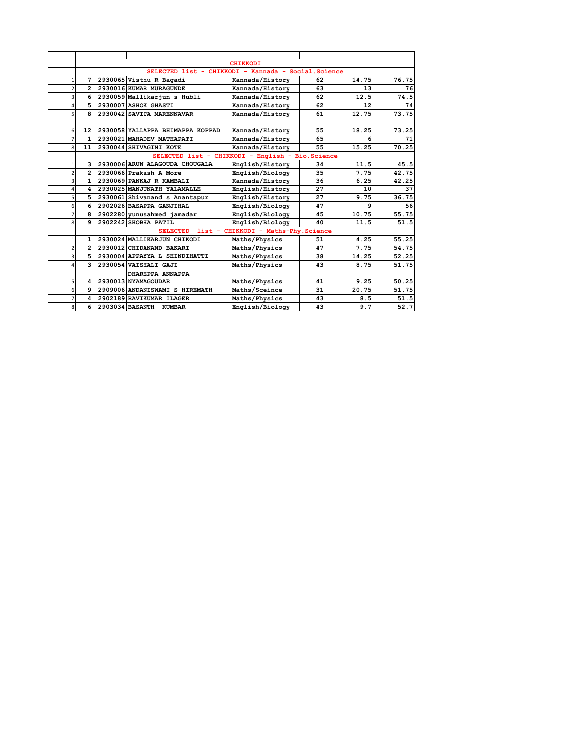| | | | | | | | |
|---|---|---|---|---|---|---|---|
| | CHIKKODI | | | | | | |
| | SELECTED list - CHIKKODI - Kannada - Social.Science | | | | | | |
| 1 | 7 | 2930065 | Vistnu R Bagadi | Kannada/History | 62 | 14.75 | 76.75 |
| 2 | 2 | 2930016 | KUMAR MURAGUNDE | Kannada/History | 63 | 13 | 76 |
| 3 | 6 | 2930059 | Mallikarjun s Hubli | Kannada/History | 62 | 12.5 | 74.5 |
| 4 | 5 | 2930007 | ASHOK GHASTI | Kannada/History | 62 | 12 | 74 |
| 5 | 8 | 2930042 | SAVITA MARENNAVAR | Kannada/History | 61 | 12.75 | 73.75 |
| 6 | 12 | 2930058 | YALLAPPA BHIMAPPA KOPPAD | Kannada/History | 55 | 18.25 | 73.25 |
| 7 | 1 | 2930021 | MAHADEV MATHAPATI | Kannada/History | 65 | 6 | 71 |
| 8 | 11 | 2930044 | SHIVAGINI KOTE | Kannada/History | 55 | 15.25 | 70.25 |
| | SELECTED list - CHIKKODI - English - Bio.Science | | | | | | |
| 1 | 3 | 2930006 | ARUN ALAGOUDA CHOUGALA | English/History | 34 | 11.5 | 45.5 |
| 2 | 2 | 2930066 | Prakash A More | English/Biology | 35 | 7.75 | 42.75 |
| 3 | 1 | 2930069 | PANKAJ R KAMBALI | Kannada/History | 36 | 6.25 | 42.25 |
| 4 | 4 | 2930025 | MANJUNATH YALAMALLE | English/History | 27 | 10 | 37 |
| 5 | 5 | 2930061 | Shivanand s Anantapur | English/History | 27 | 9.75 | 36.75 |
| 6 | 6 | 2902026 | BASAPPA GANJIHAL | English/Biology | 47 | 9 | 56 |
| 7 | 8 | 2902280 | yunusahmed jamadar | English/Biology | 45 | 10.75 | 55.75 |
| 8 | 9 | 2902242 | SHOBHA PATIL | English/Biology | 40 | 11.5 | 51.5 |
| | SELECTED list - CHIKKODI - Maths-Phy.Science | | | | | | |
| 1 | 1 | 2930024 | MALLIKARJUN CHIKODI | Maths/Physics | 51 | 4.25 | 55.25 |
| 2 | 2 | 2930012 | CHIDANAND BAKARI | Maths/Physics | 47 | 7.75 | 54.75 |
| 3 | 5 | 2930004 | APPAYYA L SHINDIHATTI | Maths/Physics | 38 | 14.25 | 52.25 |
| 4 | 3 | 2930054 | VAISHALI GAJI | Maths/Physics | 43 | 8.75 | 51.75 |
| 5 | 4 | 2930013 | DHAREPPA ANNAPPA NYAMAGOUDAR | Maths/Physics | 41 | 9.25 | 50.25 |
| 6 | 9 | 2909006 | ANDANISWAMI S HIREMATH | Maths/Sceince | 31 | 20.75 | 51.75 |
| 7 | 4 | 2902189 | RAVIKUMAR ILAGER | Maths/Physics | 43 | 8.5 | 51.5 |
| 8 | 6 | 2903034 | BASANTH KUMBAR | English/Biology | 43 | 9.7 | 52.7 |